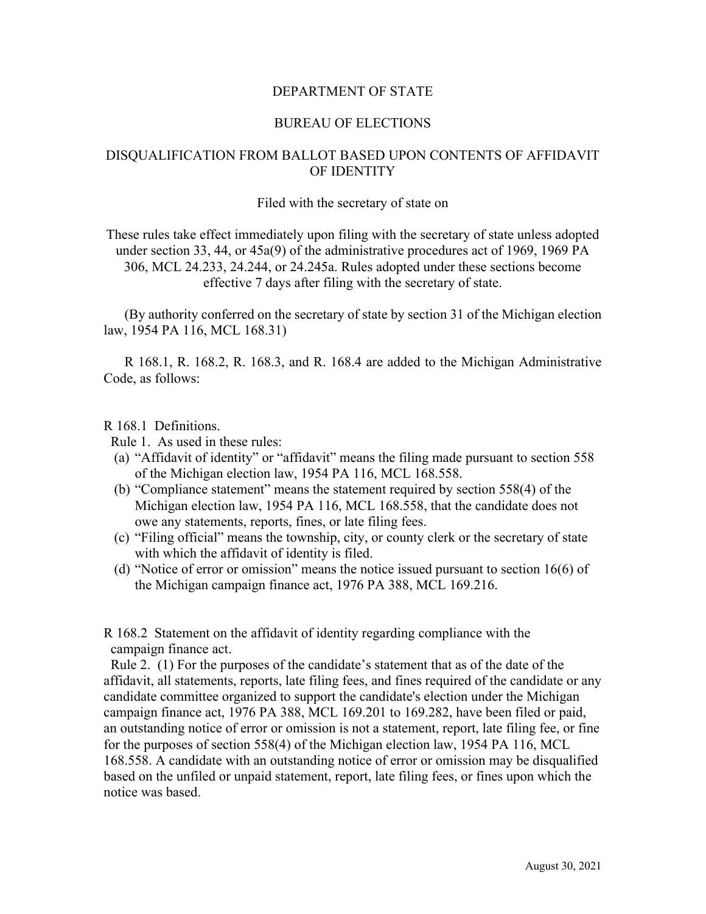# DEPARTMENT OF STATE

## BUREAU OF ELECTIONS

## DISQUALIFICATION FROM BALLOT BASED UPON CONTENTS OF AFFIDAVIT OF IDENTITY

Filed with the secretary of state on

These rules take effect immediately upon filing with the secretary of state unless adopted under section 33, 44, or 45a(9) of the administrative procedures act of 1969, 1969 PA 306, MCL 24.233, 24.244, or 24.245a. Rules adopted under these sections become effective 7 days after filing with the secretary of state.

(By authority conferred on the secretary of state by section 31 of the Michigan election law, 1954 PA 116, MCL 168.31)

R 168.1, R. 168.2, R. 168.3, and R. 168.4 are added to the Michigan Administrative Code, as follows:

R 168.1 Definitions.

Rule 1. As used in these rules:

(a) "Affidavit of identity" or "affidavit" means the filing made pursuant to section 558 of the Michigan election law, 1954 PA 116, MCL 168.558.

(b) "Compliance statement" means the statement required by section 558(4) of the Michigan election law, 1954 PA 116, MCL 168.558, that the candidate does not owe any statements, reports, fines, or late filing fees.

(c) "Filing official" means the township, city, or county clerk or the secretary of state with which the affidavit of identity is filed.

(d) "Notice of error or omission" means the notice issued pursuant to section 16(6) of the Michigan campaign finance act, 1976 PA 388, MCL 169.216.

R 168.2 Statement on the affidavit of identity regarding compliance with the campaign finance act.

Rule 2. (1) For the purposes of the candidate's statement that as of the date of the affidavit, all statements, reports, late filing fees, and fines required of the candidate or any candidate committee organized to support the candidate's election under the Michigan campaign finance act, 1976 PA 388, MCL 169.201 to 169.282, have been filed or paid, an outstanding notice of error or omission is not a statement, report, late filing fee, or fine for the purposes of section 558(4) of the Michigan election law, 1954 PA 116, MCL 168.558. A candidate with an outstanding notice of error or omission may be disqualified based on the unfiled or unpaid statement, report, late filing fees, or fines upon which the notice was based.

August 30, 2021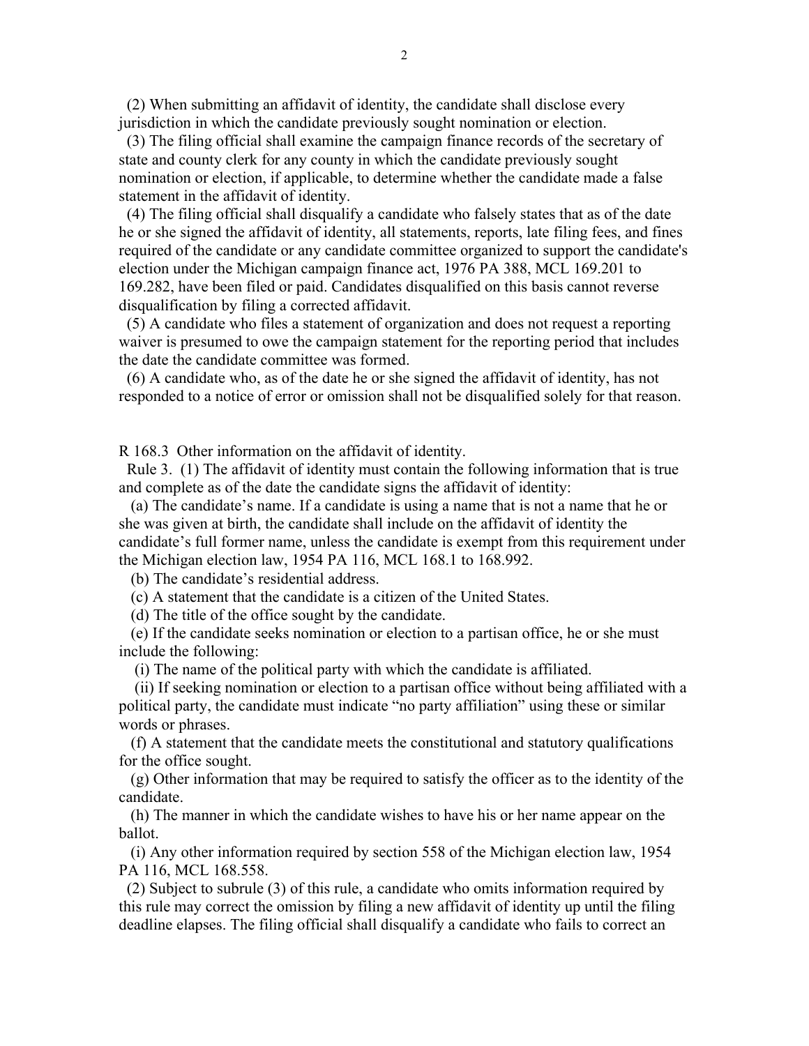(2) When submitting an affidavit of identity, the candidate shall disclose every jurisdiction in which the candidate previously sought nomination or election.

(3) The filing official shall examine the campaign finance records of the secretary of state and county clerk for any county in which the candidate previously sought nomination or election, if applicable, to determine whether the candidate made a false statement in the affidavit of identity.

(4) The filing official shall disqualify a candidate who falsely states that as of the date he or she signed the affidavit of identity, all statements, reports, late filing fees, and fines required of the candidate or any candidate committee organized to support the candidate's election under the Michigan campaign finance act, 1976 PA 388, MCL 169.201 to 169.282, have been filed or paid. Candidates disqualified on this basis cannot reverse disqualification by filing a corrected affidavit.

(5) A candidate who files a statement of organization and does not request a reporting waiver is presumed to owe the campaign statement for the reporting period that includes the date the candidate committee was formed.

(6) A candidate who, as of the date he or she signed the affidavit of identity, has not responded to a notice of error or omission shall not be disqualified solely for that reason.

R 168.3 Other information on the affidavit of identity.

Rule 3. (1) The affidavit of identity must contain the following information that is true and complete as of the date the candidate signs the affidavit of identity:

(a) The candidate's name. If a candidate is using a name that is not a name that he or she was given at birth, the candidate shall include on the affidavit of identity the candidate's full former name, unless the candidate is exempt from this requirement under the Michigan election law, 1954 PA 116, MCL 168.1 to 168.992.

(b) The candidate's residential address.

(c) A statement that the candidate is a citizen of the United States.

(d) The title of the office sought by the candidate.

(e) If the candidate seeks nomination or election to a partisan office, he or she must include the following:

(i) The name of the political party with which the candidate is affiliated.

(ii) If seeking nomination or election to a partisan office without being affiliated with a political party, the candidate must indicate "no party affiliation" using these or similar words or phrases.

(f) A statement that the candidate meets the constitutional and statutory qualifications for the office sought.

(g) Other information that may be required to satisfy the officer as to the identity of the candidate.

(h) The manner in which the candidate wishes to have his or her name appear on the ballot.

(i) Any other information required by section 558 of the Michigan election law, 1954 PA 116, MCL 168.558.

(2) Subject to subrule (3) of this rule, a candidate who omits information required by this rule may correct the omission by filing a new affidavit of identity up until the filing deadline elapses. The filing official shall disqualify a candidate who fails to correct an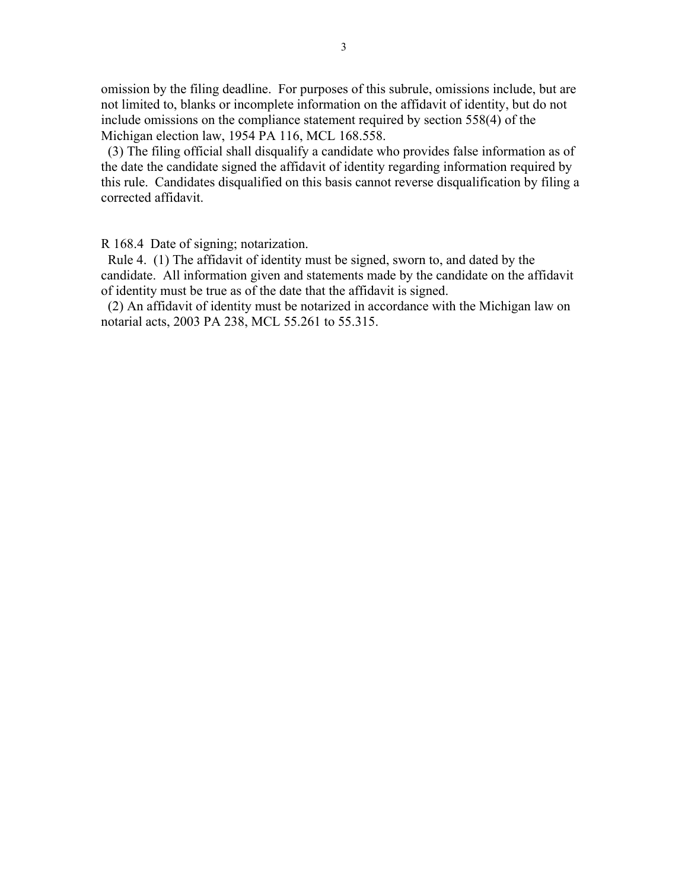omission by the filing deadline. For purposes of this subrule, omissions include, but are not limited to, blanks or incomplete information on the affidavit of identity, but do not include omissions on the compliance statement required by section 558(4) of the Michigan election law, 1954 PA 116, MCL 168.558.

(3) The filing official shall disqualify a candidate who provides false information as of the date the candidate signed the affidavit of identity regarding information required by this rule. Candidates disqualified on this basis cannot reverse disqualification by filing a corrected affidavit.

R 168.4 Date of signing; notarization.

Rule 4. (1) The affidavit of identity must be signed, sworn to, and dated by the candidate. All information given and statements made by the candidate on the affidavit of identity must be true as of the date that the affidavit is signed.

(2) An affidavit of identity must be notarized in accordance with the Michigan law on notarial acts, 2003 PA 238, MCL 55.261 to 55.315.